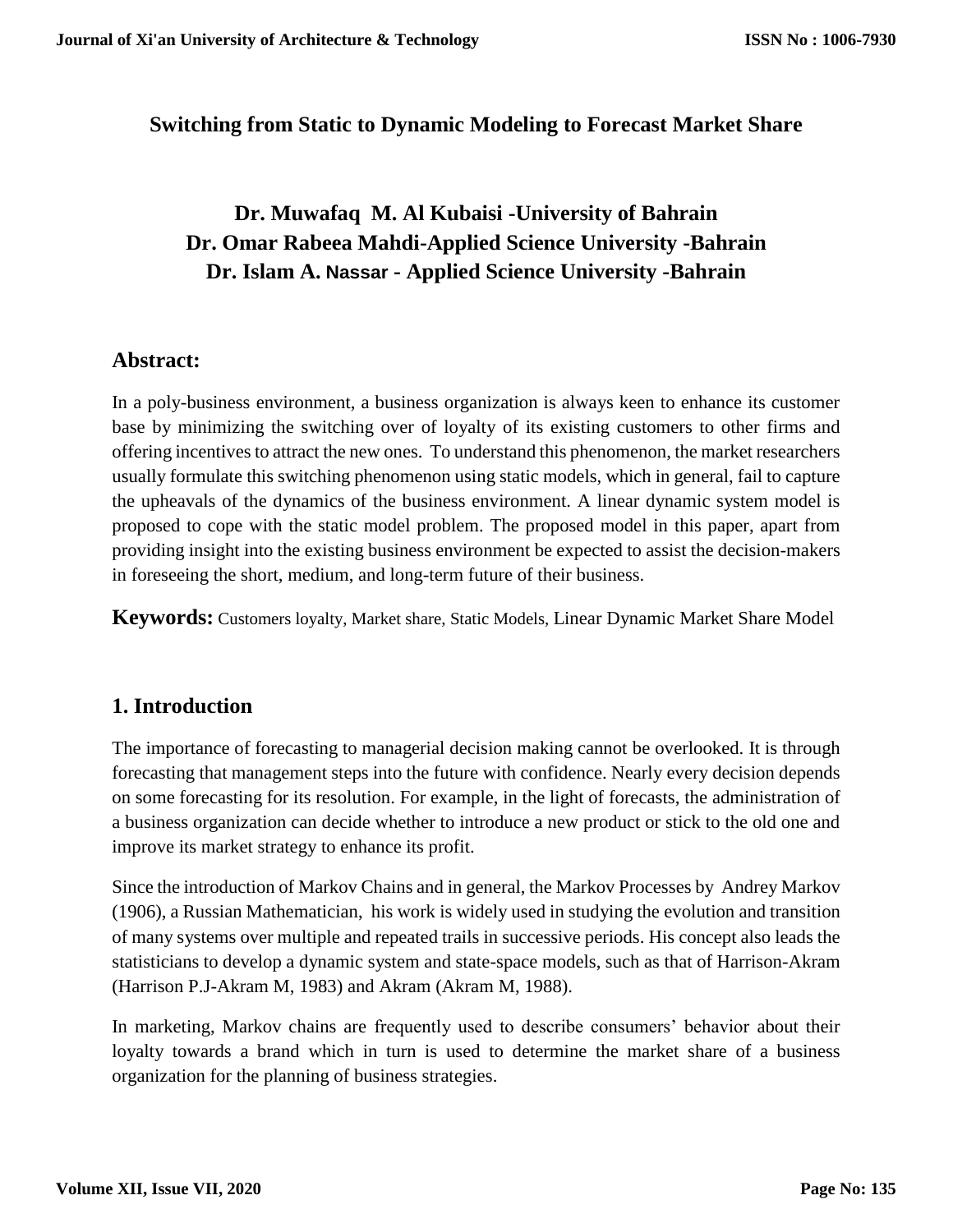# Switching from Static to Dynamic Modeling to Forecast Market Share

**Dr. Muwafaq M. Al Kubaisi -University of Bahrain**
**Dr. Omar Rabeea Mahdi-Applied Science University -Bahrain**
**Dr. Islam A. Nassar - Applied Science University -Bahrain**

## Abstract:

In a poly-business environment, a business organization is always keen to enhance its customer base by minimizing the switching over of loyalty of its existing customers to other firms and offering incentives to attract the new ones. To understand this phenomenon, the market researchers usually formulate this switching phenomenon using static models, which in general, fail to capture the upheavals of the dynamics of the business environment. A linear dynamic system model is proposed to cope with the static model problem. The proposed model in this paper, apart from providing insight into the existing business environment be expected to assist the decision-makers in foreseeing the short, medium, and long-term future of their business.

**Keywords:** Customers loyalty, Market share, Static Models, Linear Dynamic Market Share Model

## 1. Introduction

The importance of forecasting to managerial decision making cannot be overlooked. It is through forecasting that management steps into the future with confidence. Nearly every decision depends on some forecasting for its resolution. For example, in the light of forecasts, the administration of a business organization can decide whether to introduce a new product or stick to the old one and improve its market strategy to enhance its profit.

Since the introduction of Markov Chains and in general, the Markov Processes by Andrey Markov (1906), a Russian Mathematician, his work is widely used in studying the evolution and transition of many systems over multiple and repeated trails in successive periods. His concept also leads the statisticians to develop a dynamic system and state-space models, such as that of Harrison-Akram (Harrison P.J-Akram M, 1983) and Akram (Akram M, 1988).

In marketing, Markov chains are frequently used to describe consumers' behavior about their loyalty towards a brand which in turn is used to determine the market share of a business organization for the planning of business strategies.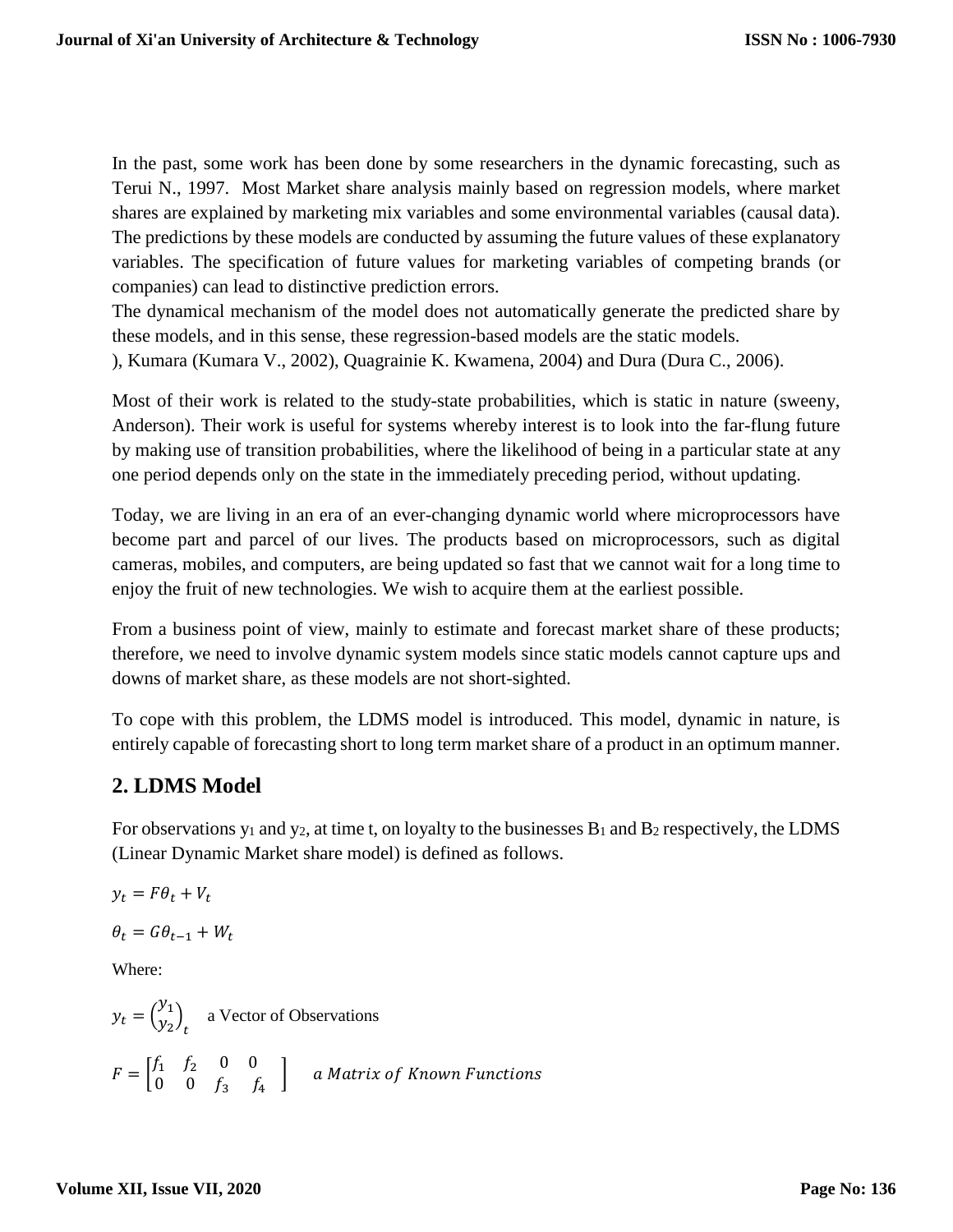In the past, some work has been done by some researchers in the dynamic forecasting, such as Terui N., 1997. Most Market share analysis mainly based on regression models, where market shares are explained by marketing mix variables and some environmental variables (causal data). The predictions by these models are conducted by assuming the future values of these explanatory variables. The specification of future values for marketing variables of competing brands (or companies) can lead to distinctive prediction errors.

The dynamical mechanism of the model does not automatically generate the predicted share by these models, and in this sense, these regression-based models are the static models.

), Kumara (Kumara V., 2002), Quagrainie K. Kwamena, 2004) and Dura (Dura C., 2006).

Most of their work is related to the study-state probabilities, which is static in nature (sweeny, Anderson). Their work is useful for systems whereby interest is to look into the far-flung future by making use of transition probabilities, where the likelihood of being in a particular state at any one period depends only on the state in the immediately preceding period, without updating.

Today, we are living in an era of an ever-changing dynamic world where microprocessors have become part and parcel of our lives. The products based on microprocessors, such as digital cameras, mobiles, and computers, are being updated so fast that we cannot wait for a long time to enjoy the fruit of new technologies. We wish to acquire them at the earliest possible.

From a business point of view, mainly to estimate and forecast market share of these products; therefore, we need to involve dynamic system models since static models cannot capture ups and downs of market share, as these models are not short-sighted.

To cope with this problem, the LDMS model is introduced. This model, dynamic in nature, is entirely capable of forecasting short to long term market share of a product in an optimum manner.

## 2. LDMS Model

For observations $y_1$ and $y_2$, at time t, on loyalty to the businesses $B_1$ and $B_2$ respectively, the LDMS (Linear Dynamic Market share model) is defined as follows.

$$y_t = F\theta_t + V_t$$

$$\theta_t = G\theta_{t-1} + W_t$$

Where:

$y_t = \binom{y_1}{y_2}_t$ a Vector of Observations

$F = \begin{bmatrix} f_1 & f_2 & 0 & 0 \\ 0 & 0 & f_3 & f_4 \end{bmatrix}$ *a Matrix of Known Functions*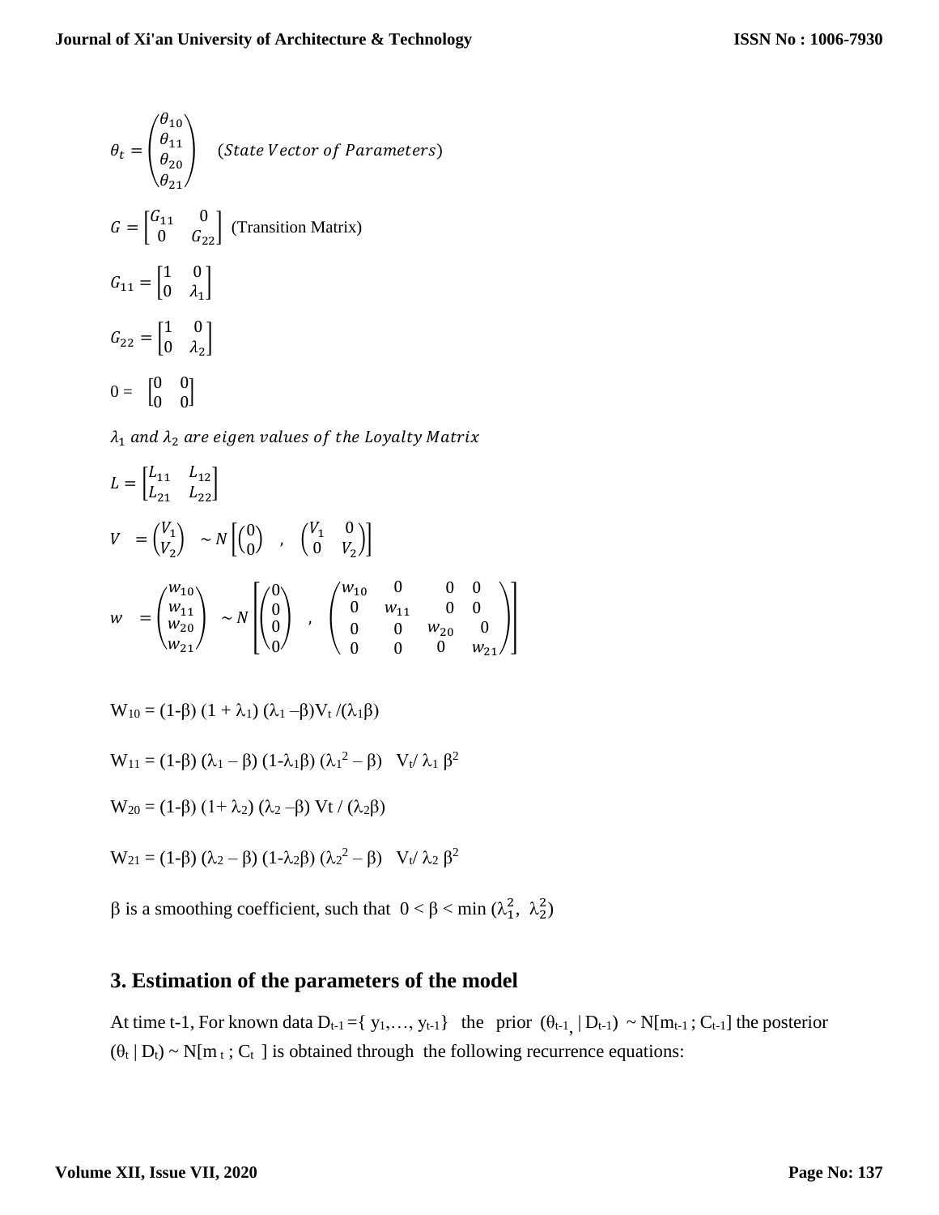$$\theta_t = \begin{pmatrix} \theta_{10} \\ \theta_{11} \\ \theta_{20} \\ \theta_{21} \end{pmatrix} \quad (State\ Vector\ of\ Parameters)$$

$$G = \begin{bmatrix} G_{11} & 0 \\ 0 & G_{22} \end{bmatrix} \text{ (Transition Matrix)}$$

$$G_{11} = \begin{bmatrix} 1 & 0 \\ 0 & \lambda_1 \end{bmatrix}$$

$$G_{22} = \begin{bmatrix} 1 & 0 \\ 0 & \lambda_2 \end{bmatrix}$$

$$0 = \begin{bmatrix} 0 & 0 \\ 0 & 0 \end{bmatrix}$$

$\lambda_1$ *and* $\lambda_2$ *are eigen values of the Loyalty Matrix*

$$L = \begin{bmatrix} L_{11} & L_{12} \\ L_{21} & L_{22} \end{bmatrix}$$

$$V = \begin{pmatrix} V_1 \\ V_2 \end{pmatrix} \sim N\left[\begin{pmatrix} 0 \\ 0 \end{pmatrix}, \begin{pmatrix} V_1 & 0 \\ 0 & V_2 \end{pmatrix}\right]$$

$$w = \begin{pmatrix} w_{10} \\ w_{11} \\ w_{20} \\ w_{21} \end{pmatrix} \sim N\left[\begin{pmatrix} 0 \\ 0 \\ 0 \\ 0 \end{pmatrix}, \begin{pmatrix} w_{10} & 0 & 0 & 0 \\ 0 & w_{11} & 0 & 0 \\ 0 & 0 & w_{20} & 0 \\ 0 & 0 & 0 & w_{21} \end{pmatrix}\right]$$

$W_{10} = (1-\beta)(1 + \lambda_1)(\lambda_1 - \beta)V_t / (\lambda_1\beta)$

$W_{11} = (1-\beta)(\lambda_1 - \beta)(1-\lambda_1\beta)(\lambda_1^2 - \beta) \; V_t / \lambda_1 \beta^2$

$W_{20} = (1-\beta)(1+ \lambda_2)(\lambda_2 - \beta) Vt / (\lambda_2\beta)$

$W_{21} = (1-\beta)(\lambda_2 - \beta)(1-\lambda_2\beta)(\lambda_2^2 - \beta) \; V_t / \lambda_2 \beta^2$

$\beta$ is a smoothing coefficient, such that $0 < \beta < \min(\lambda_1^2, \lambda_2^2)$

## 3. Estimation of the parameters of the model

At time t-1, For known data $D_{t-1} = \{y_1, \ldots, y_{t-1}\}$ the prior $(\theta_{t-1} \mid D_{t-1}) \sim N[m_{t-1} ; C_{t-1}]$ the posterior $(\theta_t \mid D_t) \sim N[m_t ; C_t]$ is obtained through the following recurrence equations: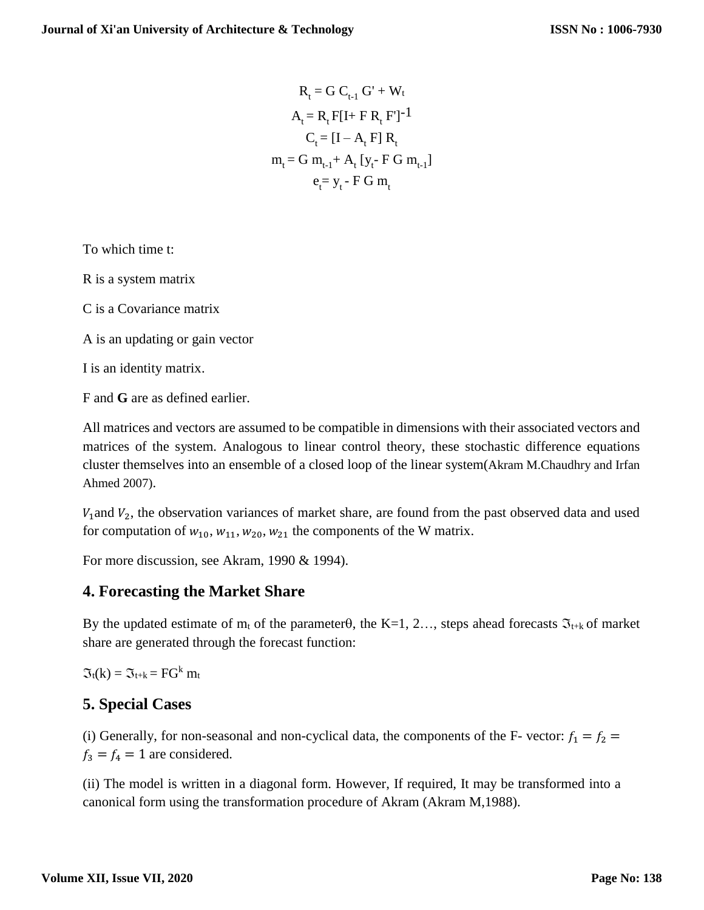$$R_t = G\, C_{t-1}\, G' + W_t$$

$$A_t = R_t\, F[I + F\, R_t\, F']^{-1}$$

$$C_t = [I - A_t\, F]\, R_t$$

$$m_t = G\, m_{t-1} + A_t\, [y_t - F\, G\, m_{t-1}]$$

$$e_t = y_t - F\, G\, m_t$$

To which time t:

R is a system matrix

C is a Covariance matrix

A is an updating or gain vector

I is an identity matrix.

F and **G** are as defined earlier.

All matrices and vectors are assumed to be compatible in dimensions with their associated vectors and matrices of the system. Analogous to linear control theory, these stochastic difference equations cluster themselves into an ensemble of a closed loop of the linear system(Akram M.Chaudhry and Irfan Ahmed 2007).

$V_1$and $V_2$, the observation variances of market share, are found from the past observed data and used for computation of $w_{10}, w_{11}, w_{20}, w_{21}$ the components of the W matrix.

For more discussion, see Akram, 1990 & 1994).

## 4. Forecasting the Market Share

By the updated estimate of $m_t$ of the parameter$\theta$, the K=1, 2…, steps ahead forecasts $\Im_{t+k}$ of market share are generated through the forecast function:

$\Im_t(k) = \Im_{t+k} = FG^k\, m_t$

## 5. Special Cases

(i) Generally, for non-seasonal and non-cyclical data, the components of the F- vector: $f_1 = f_2 = f_3 = f_4 = 1$ are considered.

(ii) The model is written in a diagonal form. However, If required, It may be transformed into a canonical form using the transformation procedure of Akram (Akram M,1988).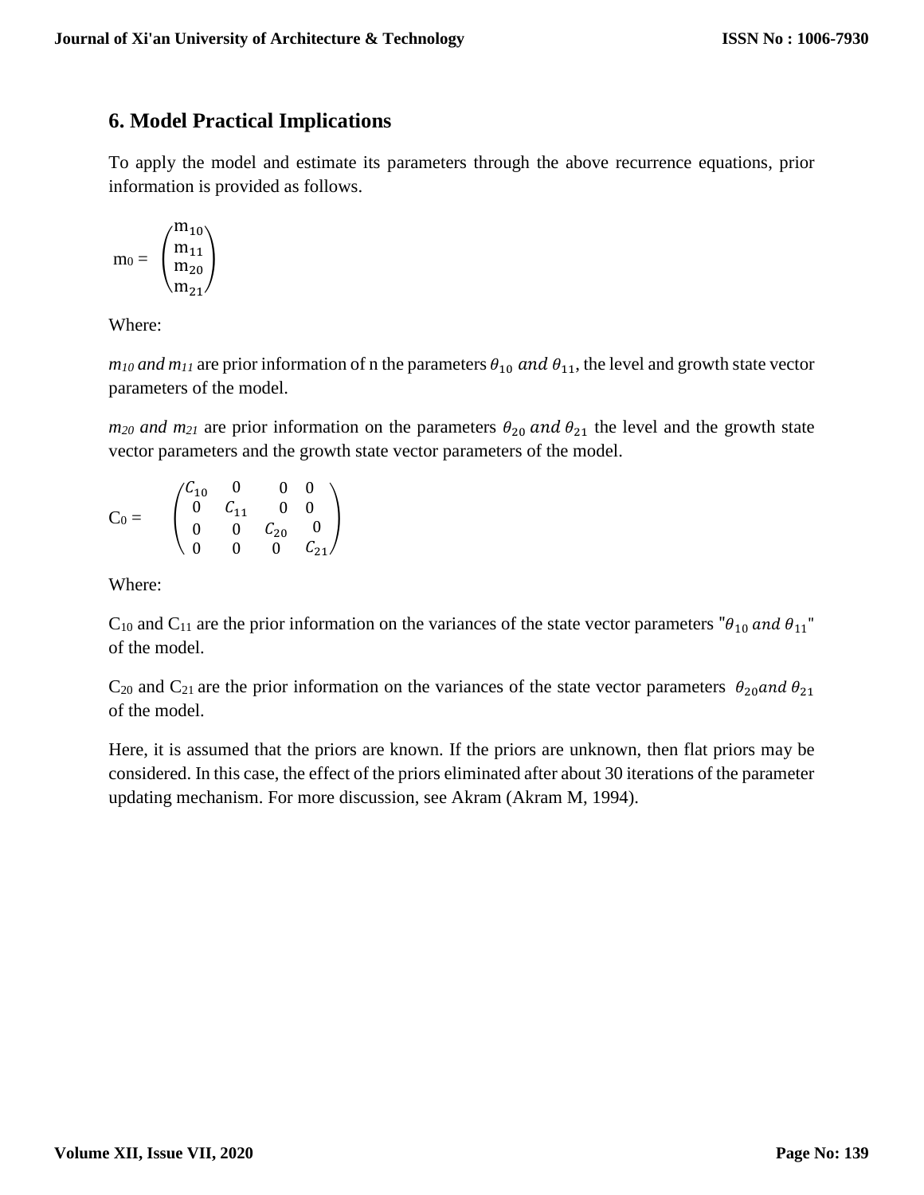## 6. Model Practical Implications

To apply the model and estimate its parameters through the above recurrence equations, prior information is provided as follows.

$$m_0 = \begin{pmatrix} m_{10} \\ m_{11} \\ m_{20} \\ m_{21} \end{pmatrix}$$

Where:

$m_{10}$ *and* $m_{11}$ are prior information of n the parameters $\theta_{10}$ *and* $\theta_{11}$, the level and growth state vector parameters of the model.

$m_{20}$ *and* $m_{21}$ are prior information on the parameters $\theta_{20}$ *and* $\theta_{21}$ the level and the growth state vector parameters and the growth state vector parameters of the model.

$$C_0 = \begin{pmatrix} C_{10} & 0 & 0 & 0 \\ 0 & C_{11} & 0 & 0 \\ 0 & 0 & C_{20} & 0 \\ 0 & 0 & 0 & C_{21} \end{pmatrix}$$

Where:

$C_{10}$ and $C_{11}$ are the prior information on the variances of the state vector parameters "$\theta_{10}$ *and* $\theta_{11}$" of the model.

$C_{20}$ and $C_{21}$ are the prior information on the variances of the state vector parameters $\theta_{20}$*and* $\theta_{21}$ of the model.

Here, it is assumed that the priors are known. If the priors are unknown, then flat priors may be considered. In this case, the effect of the priors eliminated after about 30 iterations of the parameter updating mechanism. For more discussion, see Akram (Akram M, 1994).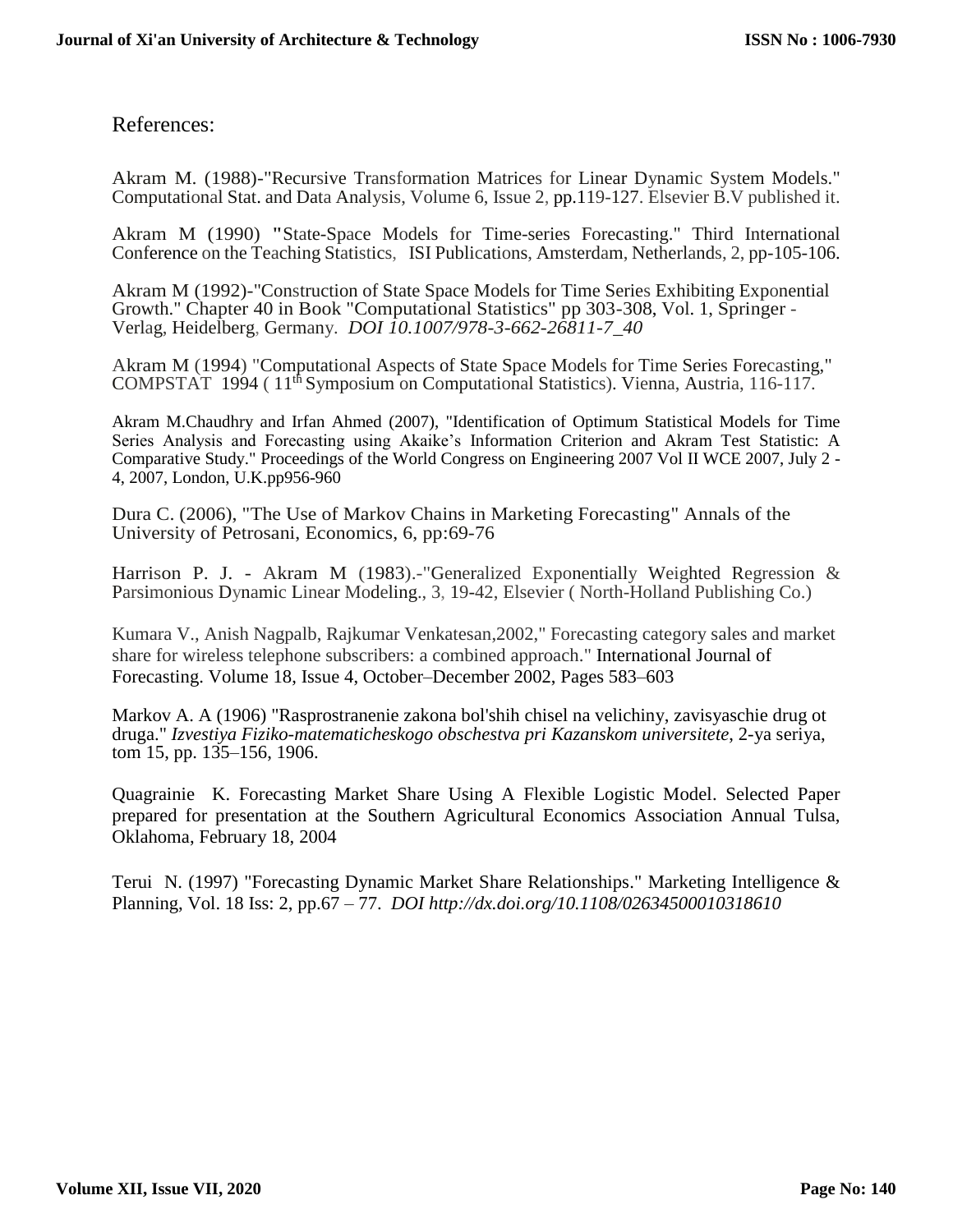## References:

Akram M. (1988)-"Recursive Transformation Matrices for Linear Dynamic System Models." Computational Stat. and Data Analysis, Volume 6, Issue 2, pp.119-127. Elsevier B.V published it.

Akram M (1990) "State-Space Models for Time-series Forecasting." Third International Conference on the Teaching Statistics, ISI Publications, Amsterdam, Netherlands, 2, pp-105-106.

Akram M (1992)-"Construction of State Space Models for Time Series Exhibiting Exponential Growth." Chapter 40 in Book "Computational Statistics" pp 303-308, Vol. 1, Springer - Verlag, Heidelberg, Germany. *DOI 10.1007/978-3-662-26811-7_40*

Akram M (1994) "Computational Aspects of State Space Models for Time Series Forecasting," COMPSTAT 1994 ( 11th Symposium on Computational Statistics). Vienna, Austria, 116-117.

Akram M.Chaudhry and Irfan Ahmed (2007), "Identification of Optimum Statistical Models for Time Series Analysis and Forecasting using Akaike's Information Criterion and Akram Test Statistic: A Comparative Study." Proceedings of the World Congress on Engineering 2007 Vol II WCE 2007, July 2 - 4, 2007, London, U.K.pp956-960

Dura C. (2006), "The Use of Markov Chains in Marketing Forecasting" Annals of the University of Petrosani, Economics, 6, pp:69-76

Harrison P. J. - Akram M (1983).-"Generalized Exponentially Weighted Regression & Parsimonious Dynamic Linear Modeling., 3, 19-42, Elsevier ( North-Holland Publishing Co.)

Kumara V., Anish Nagpalb, Rajkumar Venkatesan,2002," Forecasting category sales and market share for wireless telephone subscribers: a combined approach." International Journal of Forecasting. Volume 18, Issue 4, October–December 2002, Pages 583–603

Markov A. A (1906) "Rasprostranenie zakona bol'shih chisel na velichiny, zavisyaschie drug ot druga." *Izvestiya Fiziko-matematicheskogo obschestva pri Kazanskom universitete*, 2-ya seriya, tom 15, pp. 135–156, 1906.

Quagrainie K. Forecasting Market Share Using A Flexible Logistic Model. Selected Paper prepared for presentation at the Southern Agricultural Economics Association Annual Tulsa, Oklahoma, February 18, 2004

Terui N. (1997) "Forecasting Dynamic Market Share Relationships." Marketing Intelligence & Planning, Vol. 18 Iss: 2, pp.67 – 77. *DOI http://dx.doi.org/10.1108/02634500010318610*